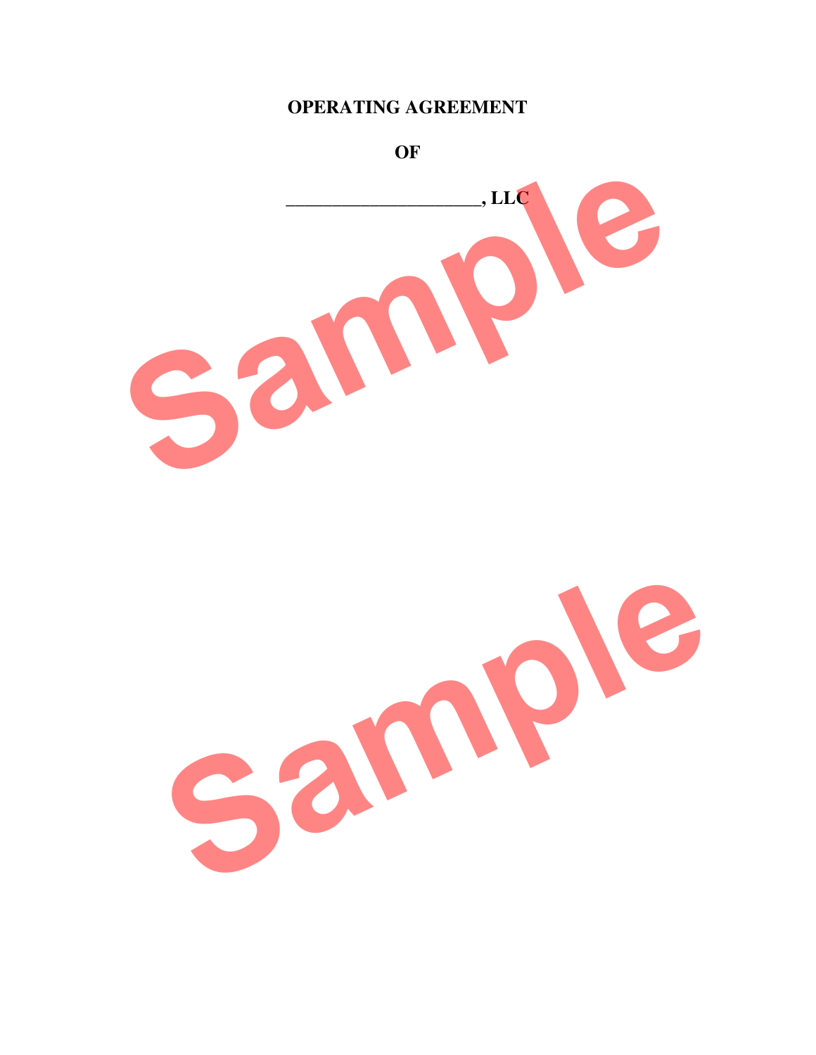# OPERATING AGREEMENT

# OF

# _____________________, LLC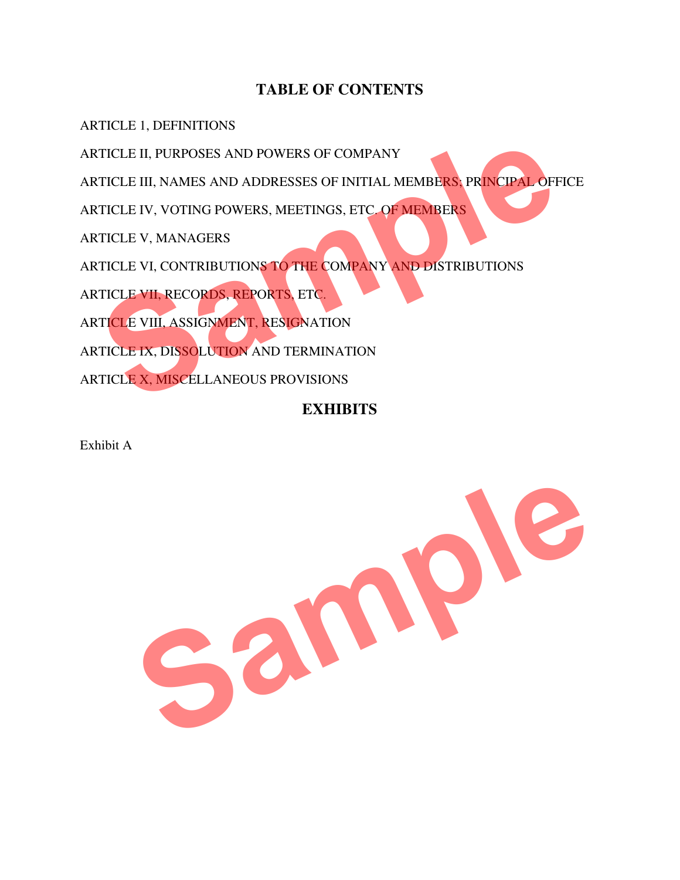# TABLE OF CONTENTS

ARTICLE 1, DEFINITIONS

ARTICLE II, PURPOSES AND POWERS OF COMPANY

ARTICLE III, NAMES AND ADDRESSES OF INITIAL MEMBERS; PRINCIPAL OFFICE

ARTICLE IV, VOTING POWERS, MEETINGS, ETC. OF MEMBERS

ARTICLE V, MANAGERS

ARTICLE VI, CONTRIBUTIONS TO THE COMPANY AND DISTRIBUTIONS

ARTICLE VII, RECORDS, REPORTS, ETC.

ARTICLE VIII, ASSIGNMENT, RESIGNATION

ARTICLE IX, DISSOLUTION AND TERMINATION

ARTICLE X, MISCELLANEOUS PROVISIONS

# EXHIBITS

Exhibit A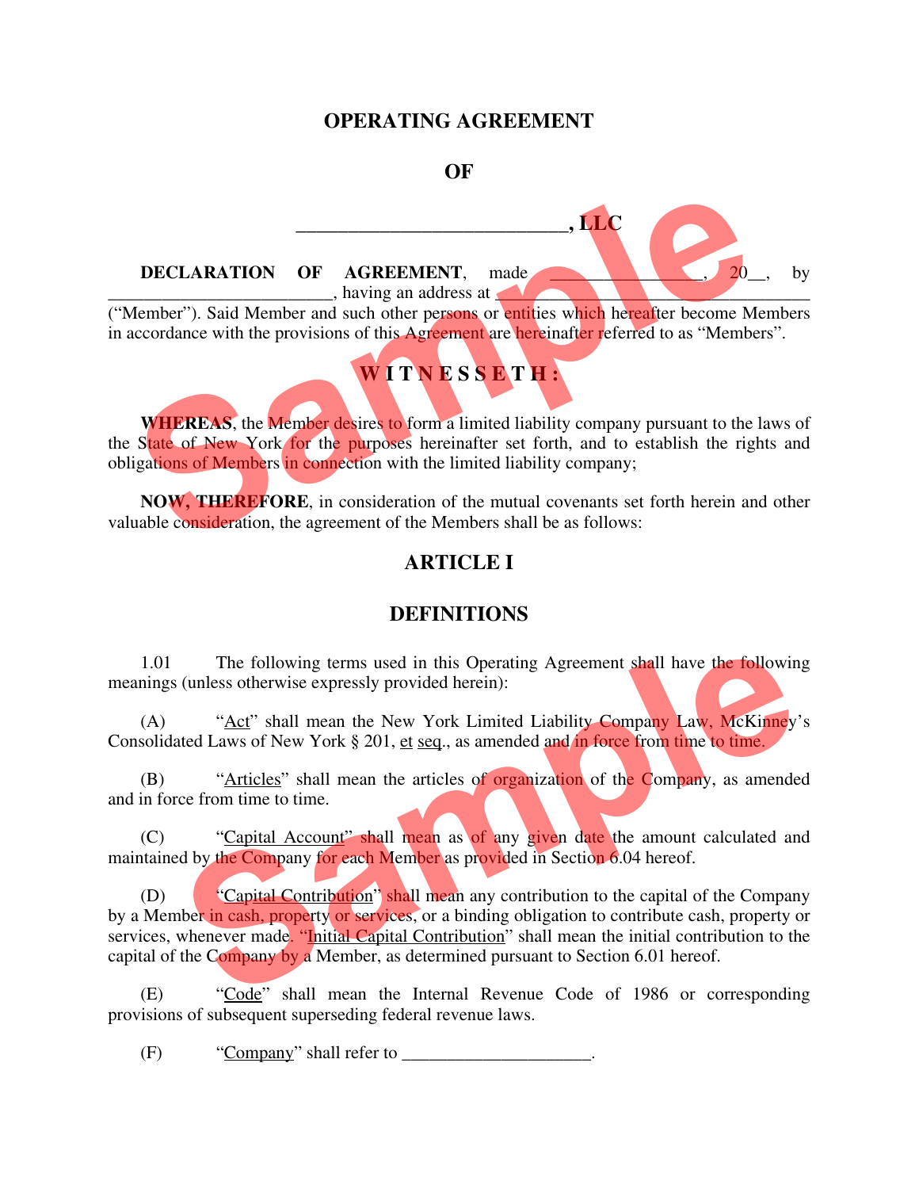# OPERATING AGREEMENT

# OF

# ___________________________, LLC

**DECLARATION OF AGREEMENT**, made _________________, 20__, by _________________________, having an address at _______________________________ ("Member"). Said Member and such other persons or entities which hereafter become Members in accordance with the provisions of this Agreement are hereinafter referred to as "Members".

## W I T N E S S E T H :

**WHEREAS**, the Member desires to form a limited liability company pursuant to the laws of the State of New York for the purposes hereinafter set forth, and to establish the rights and obligations of Members in connection with the limited liability company;

**NOW, THEREFORE**, in consideration of the mutual covenants set forth herein and other valuable consideration, the agreement of the Members shall be as follows:

## ARTICLE I

## DEFINITIONS

1.01 The following terms used in this Operating Agreement shall have the following meanings (unless otherwise expressly provided herein):

(A) "Act" shall mean the New York Limited Liability Company Law, McKinney's Consolidated Laws of New York § 201, et seq., as amended and in force from time to time.

(B) "Articles" shall mean the articles of organization of the Company, as amended and in force from time to time.

(C) "Capital Account" shall mean as of any given date the amount calculated and maintained by the Company for each Member as provided in Section 6.04 hereof.

(D) "Capital Contribution" shall mean any contribution to the capital of the Company by a Member in cash, property or services, or a binding obligation to contribute cash, property or services, whenever made. "Initial Capital Contribution" shall mean the initial contribution to the capital of the Company by a Member, as determined pursuant to Section 6.01 hereof.

(E) "Code" shall mean the Internal Revenue Code of 1986 or corresponding provisions of subsequent superseding federal revenue laws.

(F) "Company" shall refer to _____________________.